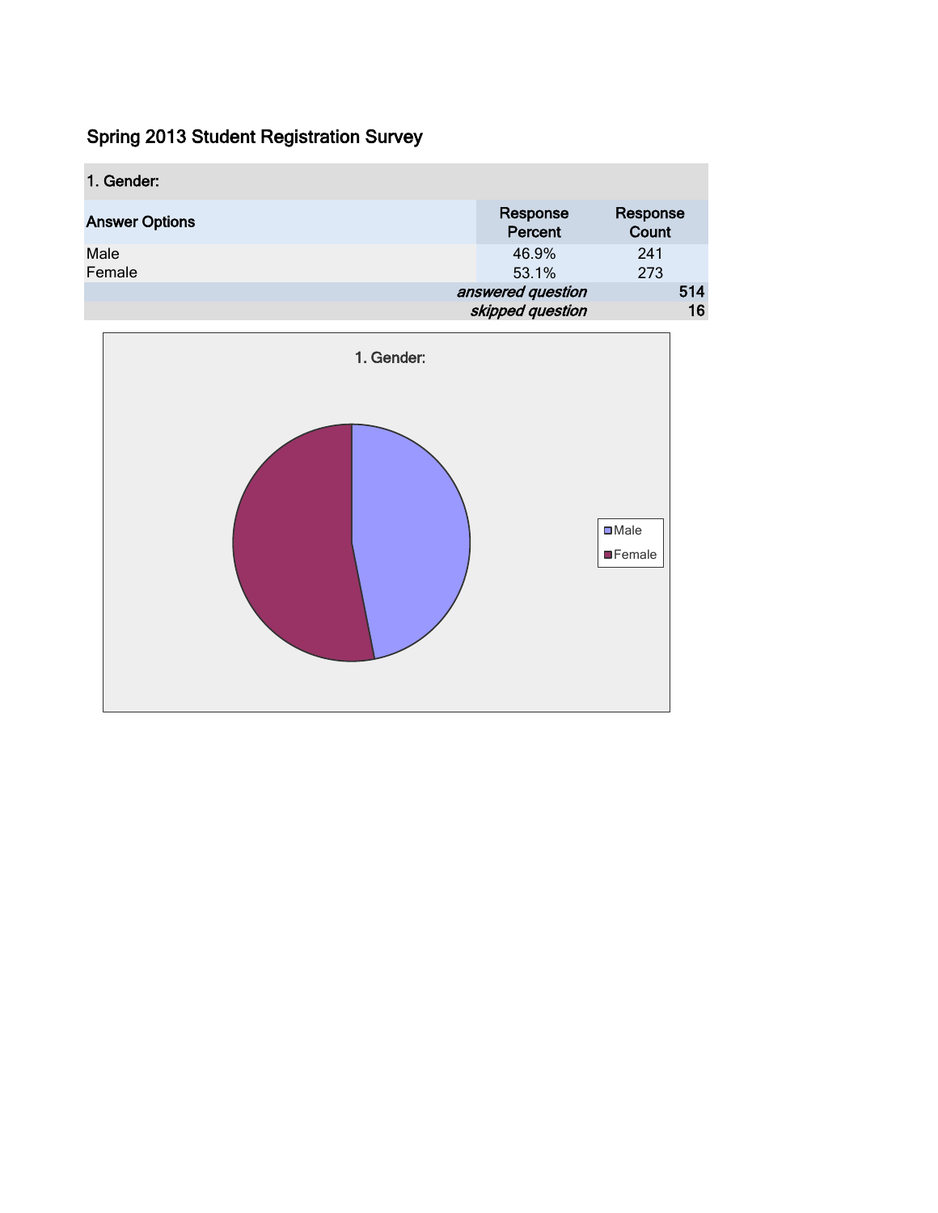# Spring 2013 Student Registration Survey

| 1. Gender: | | |
|---|---|---|
| **Answer Options** | **Response Percent** | **Response Count** |
| Male | 46.9% | 241 |
| Female | 53.1% | 273 |
| | *answered question* | 514 |
| | *skipped question* | 16 |

1. Gender:

Male
Female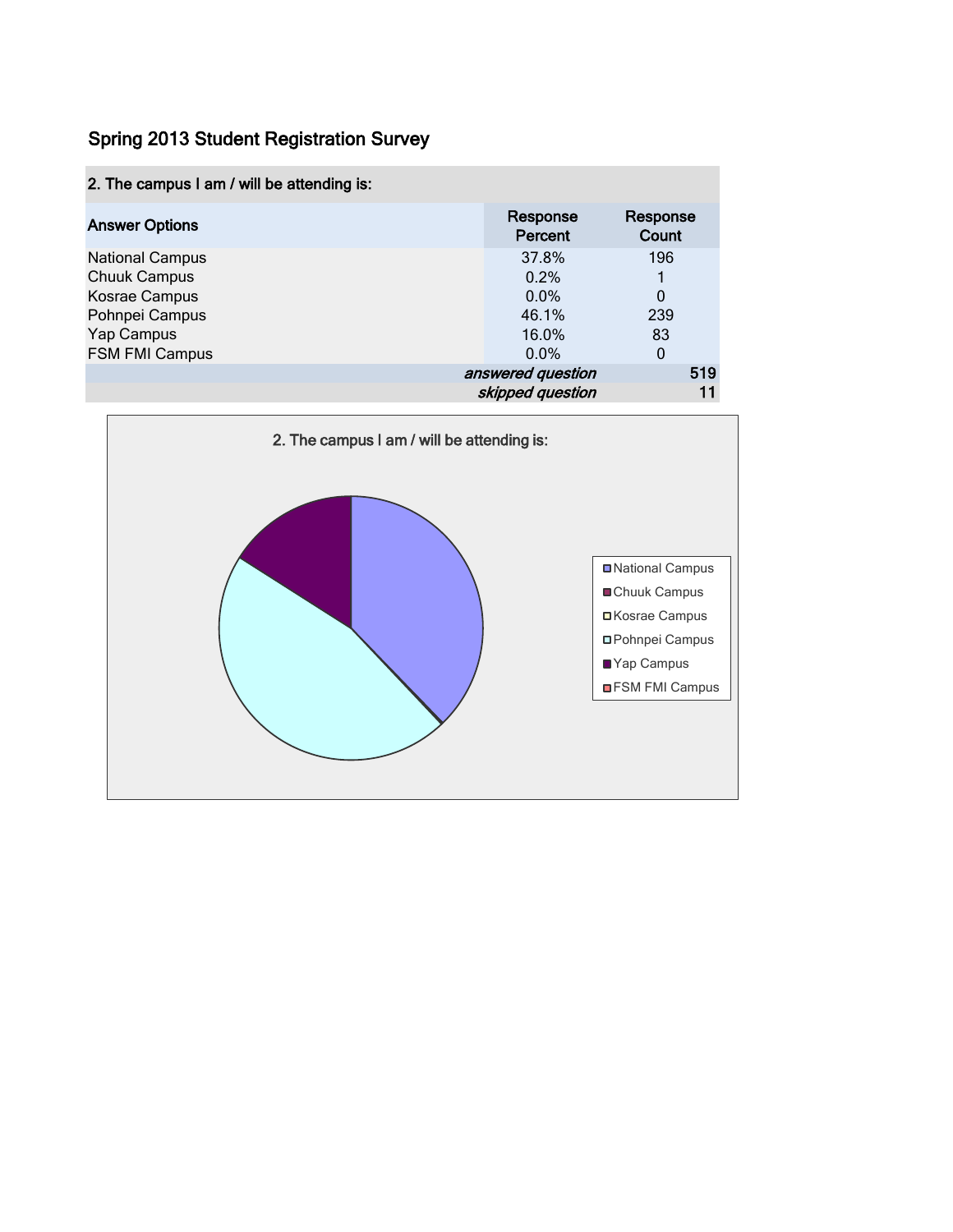## Spring 2013 Student Registration Survey

| 2. The campus I am / will be attending is: | | |
|---|---|---|
| **Answer Options** | **Response Percent** | **Response Count** |
| National Campus | 37.8% | 196 |
| Chuuk Campus | 0.2% | 1 |
| Kosrae Campus | 0.0% | 0 |
| Pohnpei Campus | 46.1% | 239 |
| Yap Campus | 16.0% | 83 |
| FSM FMI Campus | 0.0% | 0 |
| | *answered question* | 519 |
| | *skipped question* | 11 |

2. The campus I am / will be attending is:

- National Campus
- Chuuk Campus
- Kosrae Campus
- Pohnpei Campus
- Yap Campus
- FSM FMI Campus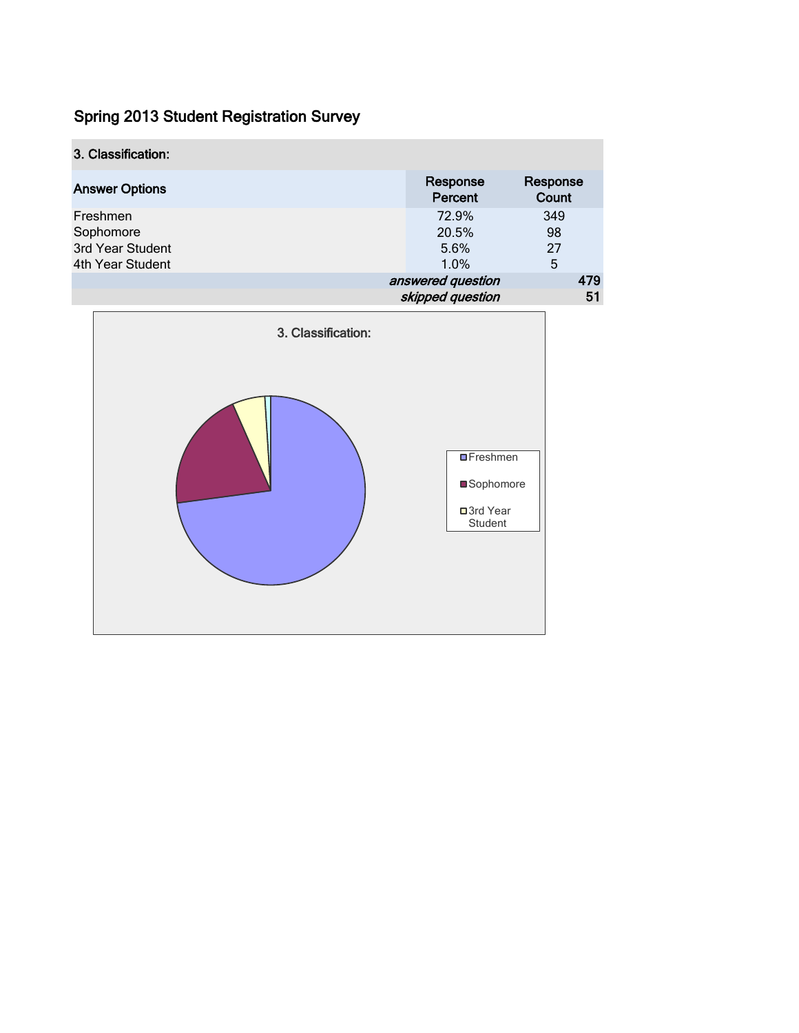## Spring 2013 Student Registration Survey

| 3. Classification: | | |
|---|---|---|
| Answer Options | Response Percent | Response Count |
| Freshmen | 72.9% | 349 |
| Sophomore | 20.5% | 98 |
| 3rd Year Student | 5.6% | 27 |
| 4th Year Student | 1.0% | 5 |
| | *answered question* | 479 |
| | *skipped question* | 51 |

3. Classification:

Freshmen

Sophomore

3rd Year Student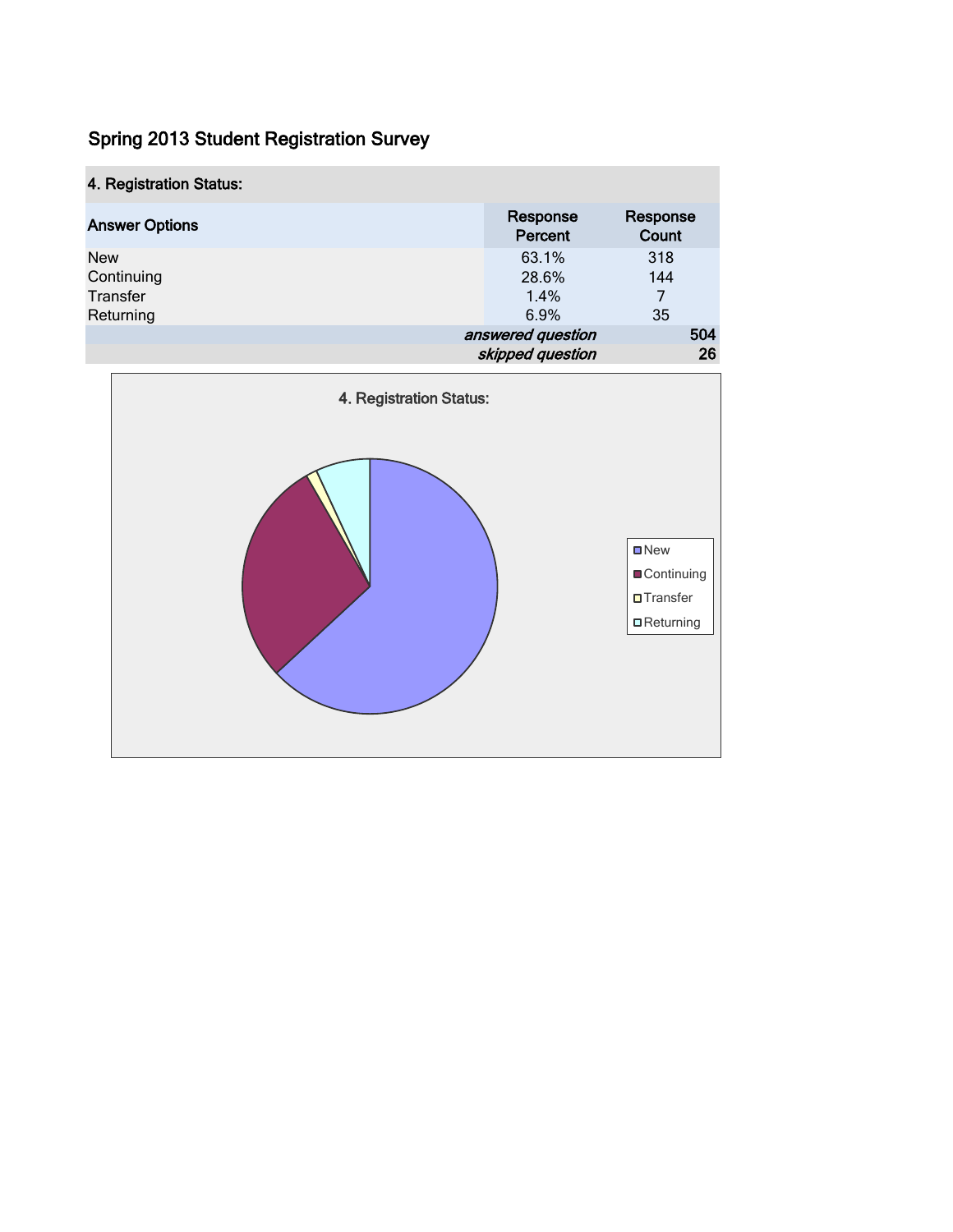# Spring 2013 Student Registration Survey

| 4. Registration Status: | | |
|---|---|---|
| **Answer Options** | **Response Percent** | **Response Count** |
| New | 63.1% | 318 |
| Continuing | 28.6% | 144 |
| Transfer | 1.4% | 7 |
| Returning | 6.9% | 35 |
| | *answered question* | **504** |
| | *skipped question* | **26** |

4. Registration Status:

- New
- Continuing
- Transfer
- Returning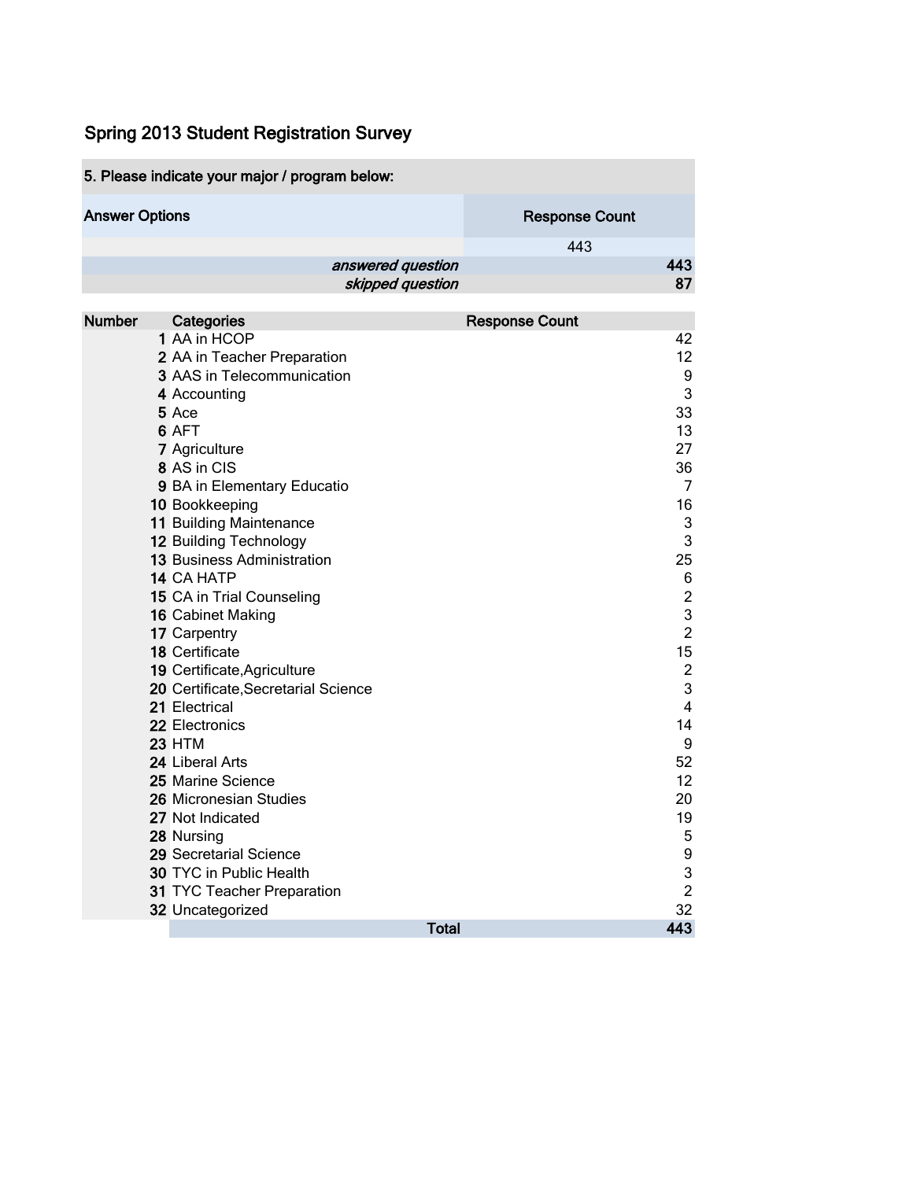# Spring 2013 Student Registration Survey

| 5. Please indicate your major / program below: | |
|---|---|
| **Answer Options** | **Response Count** |
| | 443 |
| *answered question* | **443** |
| *skipped question* | **87** |

| Number | Categories | Response Count |
|---|---|---|
| **1** | AA in HCOP | 42 |
| **2** | AA in Teacher Preparation | 12 |
| **3** | AAS in Telecommunication | 9 |
| **4** | Accounting | 3 |
| **5** | Ace | 33 |
| **6** | AFT | 13 |
| **7** | Agriculture | 27 |
| **8** | AS in CIS | 36 |
| **9** | BA in Elementary Educatio | 7 |
| **10** | Bookkeeping | 16 |
| **11** | Building Maintenance | 3 |
| **12** | Building Technology | 3 |
| **13** | Business Administration | 25 |
| **14** | CA HATP | 6 |
| **15** | CA in Trial Counseling | 2 |
| **16** | Cabinet Making | 3 |
| **17** | Carpentry | 2 |
| **18** | Certificate | 15 |
| **19** | Certificate,Agriculture | 2 |
| **20** | Certificate,Secretarial Science | 3 |
| **21** | Electrical | 4 |
| **22** | Electronics | 14 |
| **23** | HTM | 9 |
| **24** | Liberal Arts | 52 |
| **25** | Marine Science | 12 |
| **26** | Micronesian Studies | 20 |
| **27** | Not Indicated | 19 |
| **28** | Nursing | 5 |
| **29** | Secretarial Science | 9 |
| **30** | TYC in Public Health | 3 |
| **31** | TYC Teacher Preparation | 2 |
| **32** | Uncategorized | 32 |
| | **Total** | **443** |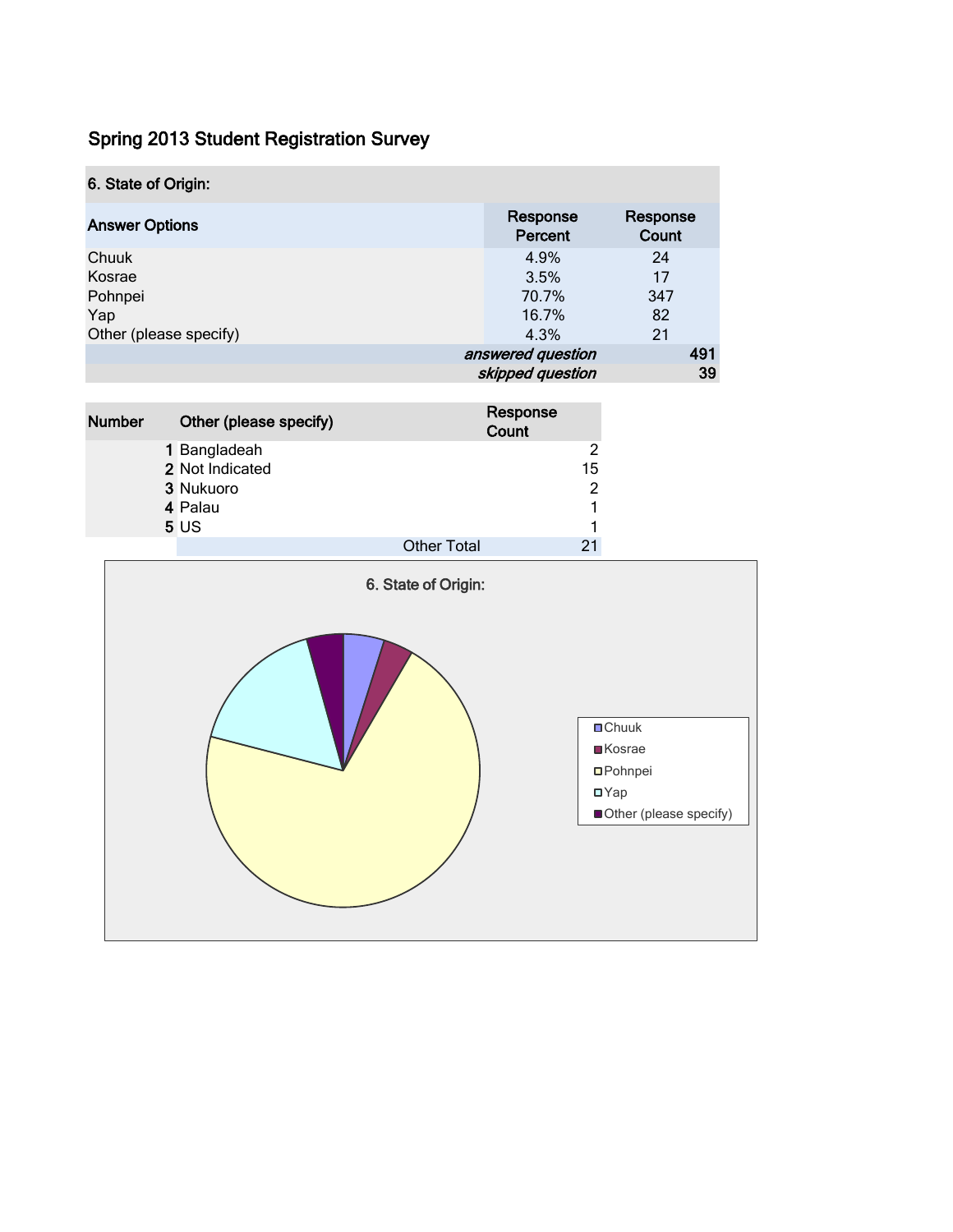# Spring 2013 Student Registration Survey

| 6. State of Origin: | | |
|---|---|---|
| **Answer Options** | **Response Percent** | **Response Count** |
| Chuuk | 4.9% | 24 |
| Kosrae | 3.5% | 17 |
| Pohnpei | 70.7% | 347 |
| Yap | 16.7% | 82 |
| Other (please specify) | 4.3% | 21 |
| | *answered question* | **491** |
| | *skipped question* | **39** |

| Number | Other (please specify) | Response Count |
|---|---|---|
| **1** | Bangladeah | 2 |
| **2** | Not Indicated | 15 |
| **3** | Nukuoro | 2 |
| **4** | Palau | 1 |
| **5** | US | 1 |
| | Other Total | 21 |

6. State of Origin:

- Chuuk
- Kosrae
- Pohnpei
- Yap
- Other (please specify)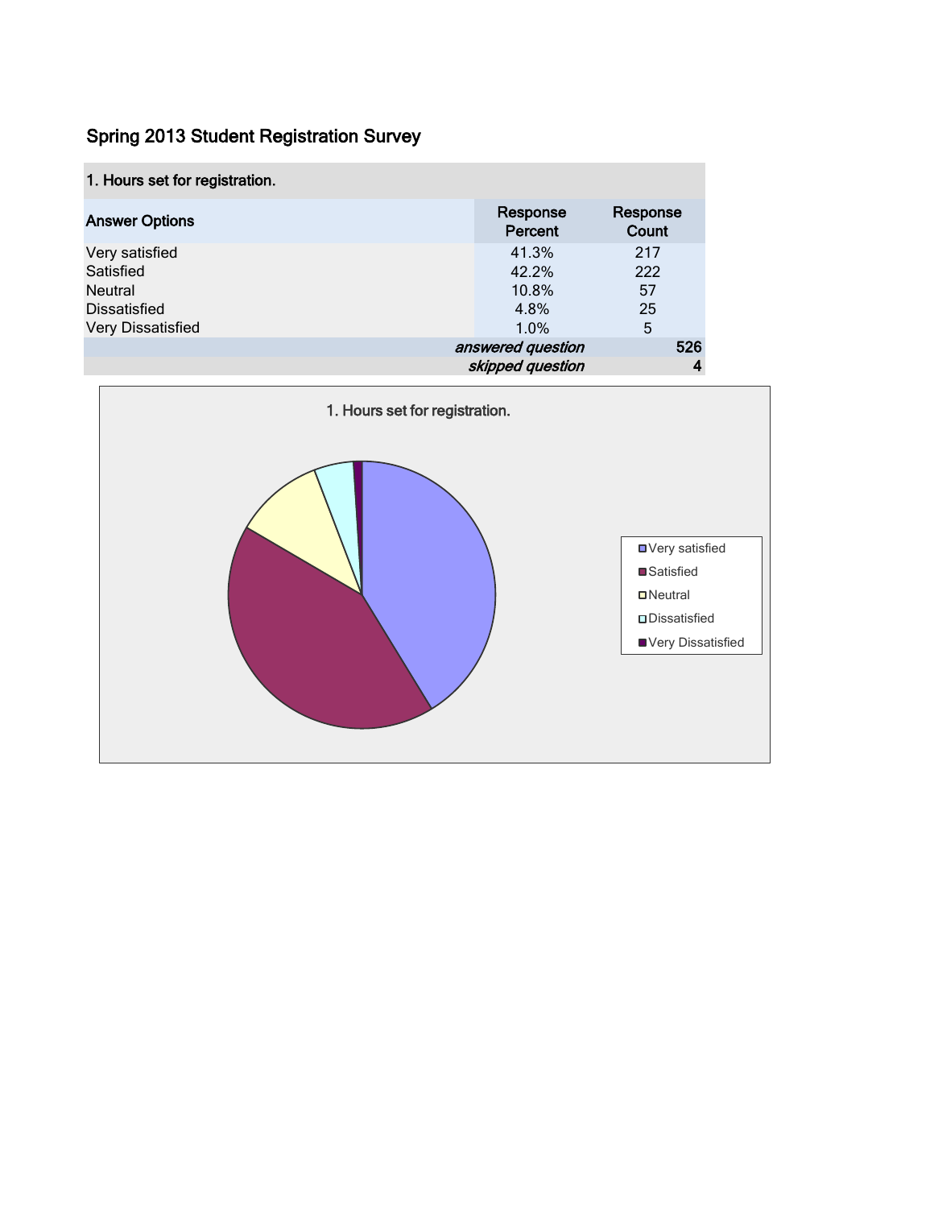# Spring 2013 Student Registration Survey

| 1. Hours set for registration. | | |
|---|---|---|
| **Answer Options** | **Response Percent** | **Response Count** |
| Very satisfied | 41.3% | 217 |
| Satisfied | 42.2% | 222 |
| Neutral | 10.8% | 57 |
| Dissatisfied | 4.8% | 25 |
| Very Dissatisfied | 1.0% | 5 |
| | ***answered question*** | **526** |
| | ***skipped question*** | **4** |

1. Hours set for registration.

- Very satisfied
- Satisfied
- Neutral
- Dissatisfied
- Very Dissatisfied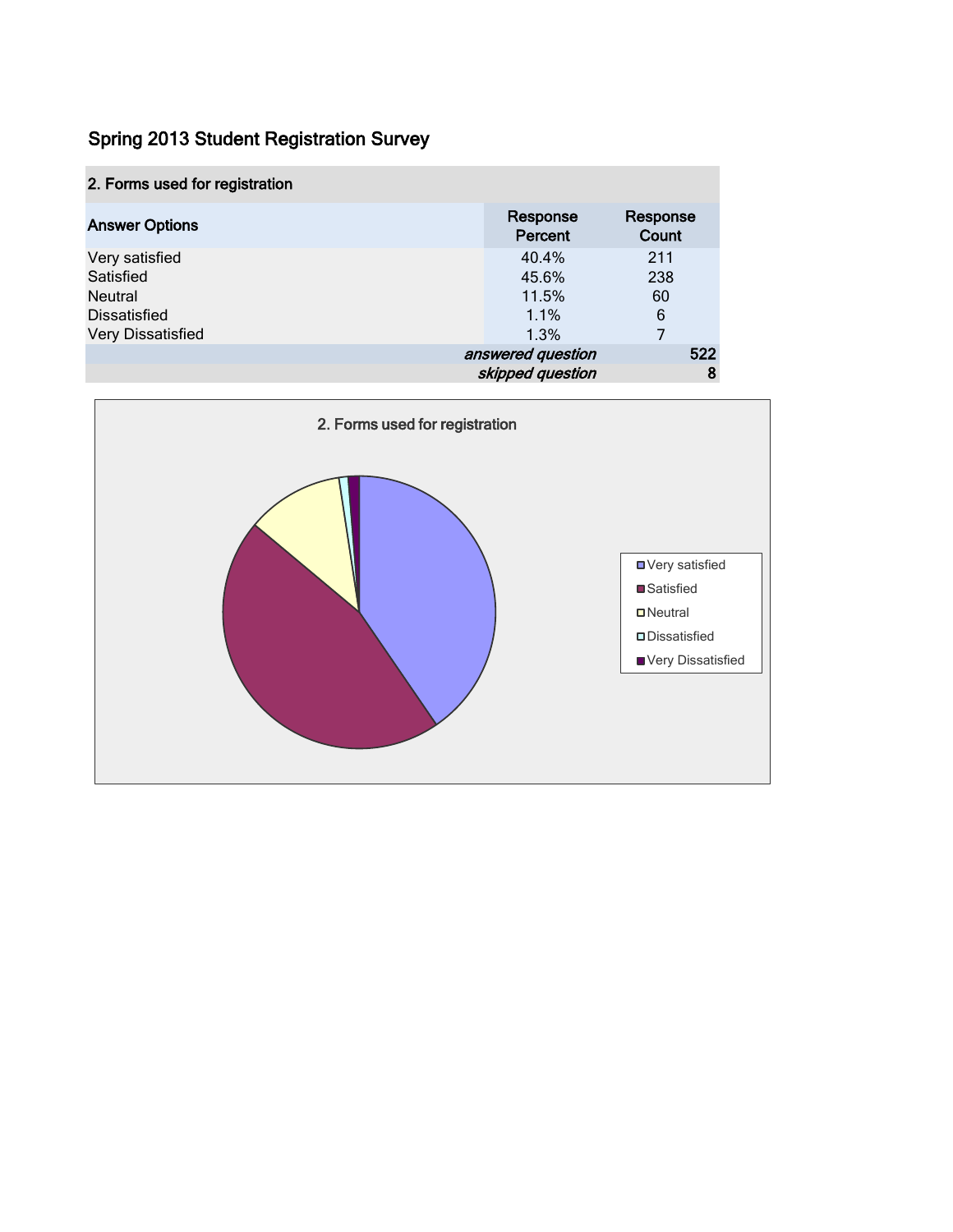# Spring 2013 Student Registration Survey

| 2. Forms used for registration | | |
|---|---|---|
| **Answer Options** | **Response Percent** | **Response Count** |
| Very satisfied | 40.4% | 211 |
| Satisfied | 45.6% | 238 |
| Neutral | 11.5% | 60 |
| Dissatisfied | 1.1% | 6 |
| Very Dissatisfied | 1.3% | 7 |
| | ***answered question*** | **522** |
| | ***skipped question*** | **8** |

2. Forms used for registration

- Very satisfied
- Satisfied
- Neutral
- Dissatisfied
- Very Dissatisfied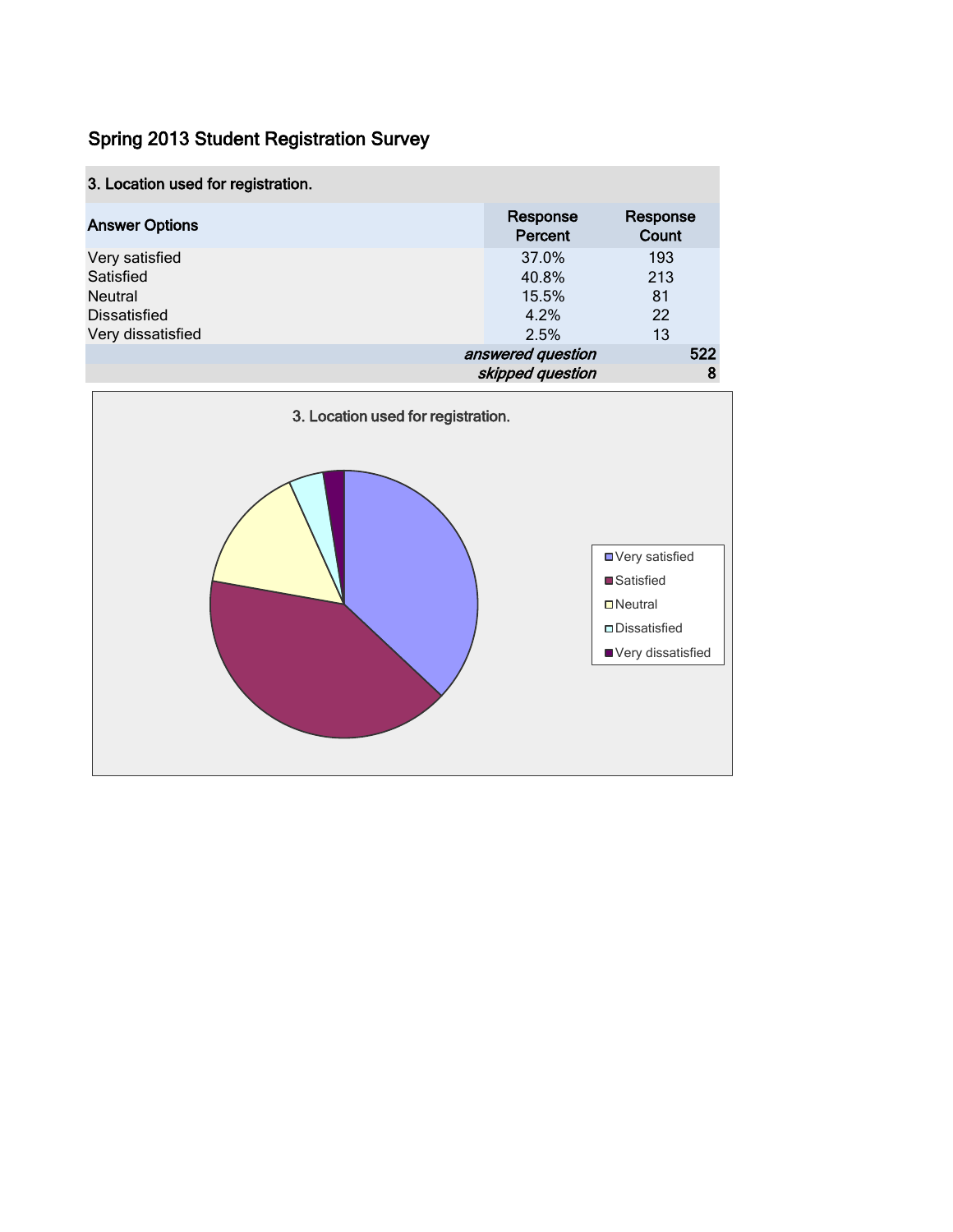## Spring 2013 Student Registration Survey

| 3. Location used for registration. | | |
|---|---|---|
| **Answer Options** | **Response Percent** | **Response Count** |
| Very satisfied | 37.0% | 193 |
| Satisfied | 40.8% | 213 |
| Neutral | 15.5% | 81 |
| Dissatisfied | 4.2% | 22 |
| Very dissatisfied | 2.5% | 13 |
| | ***answered question*** | **522** |
| | ***skipped question*** | **8** |

3. Location used for registration.

- Very satisfied
- Satisfied
- Neutral
- Dissatisfied
- Very dissatisfied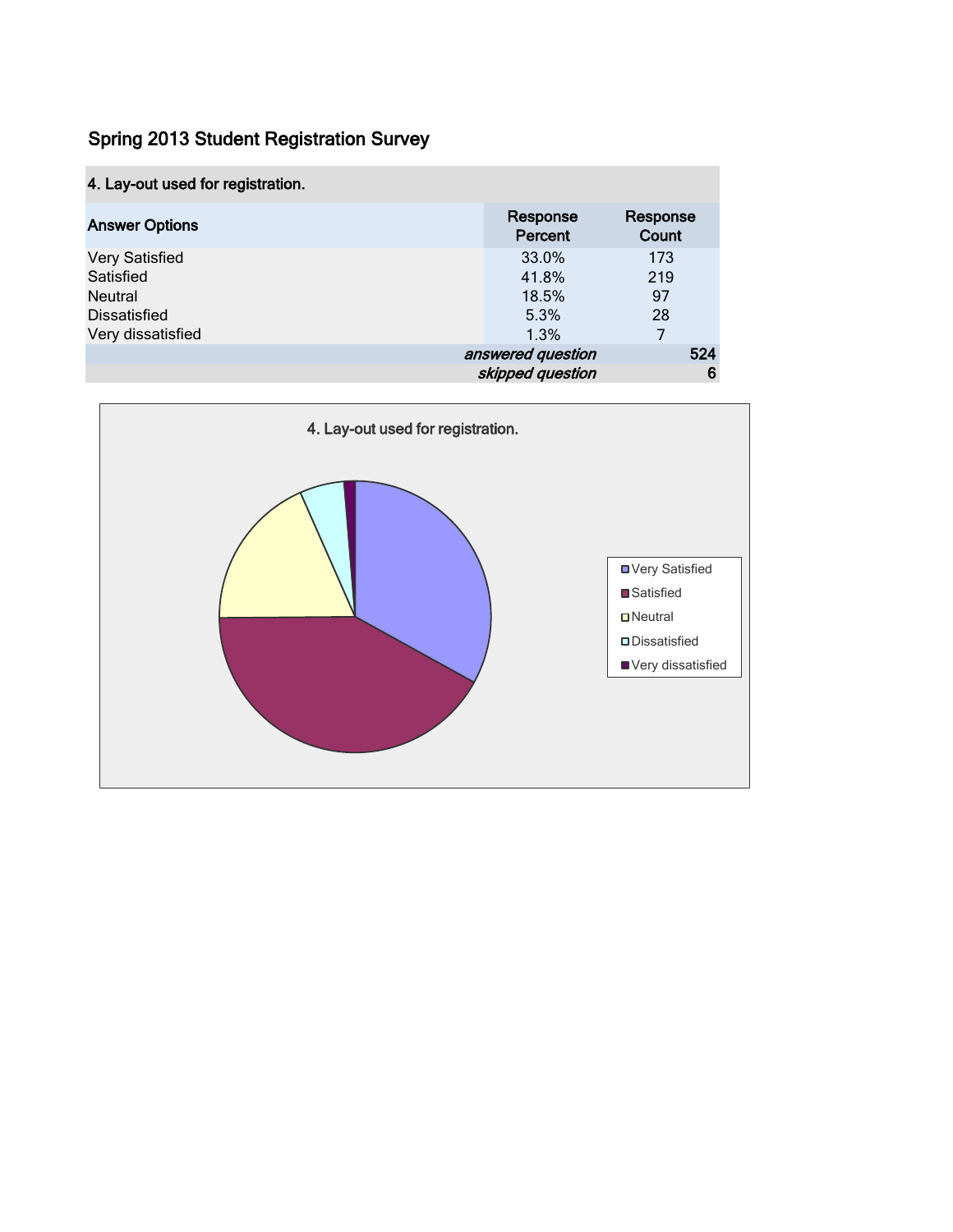## Spring 2013 Student Registration Survey

| 4. Lay-out used for registration. | | |
|---|---|---|
| Answer Options | Response Percent | Response Count |
| Very Satisfied | 33.0% | 173 |
| Satisfied | 41.8% | 219 |
| Neutral | 18.5% | 97 |
| Dissatisfied | 5.3% | 28 |
| Very dissatisfied | 1.3% | 7 |
| | *answered question* | **524** |
| | *skipped question* | **6** |

4. Lay-out used for registration.

- Very Satisfied
- Satisfied
- Neutral
- Dissatisfied
- Very dissatisfied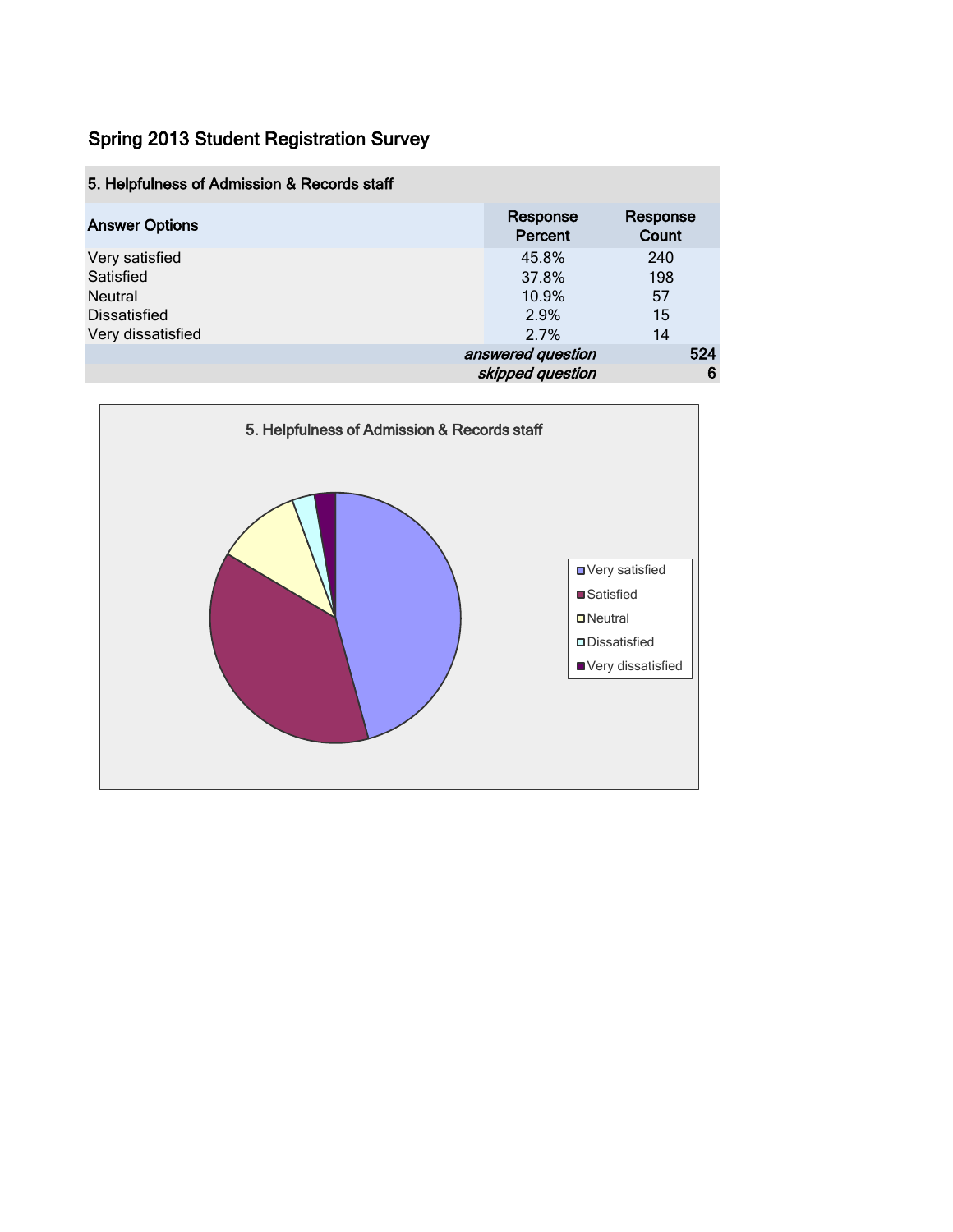## Spring 2013 Student Registration Survey

| 5. Helpfulness of Admission & Records staff | | |
|---|---|---|
| **Answer Options** | **Response Percent** | **Response Count** |
| Very satisfied | 45.8% | 240 |
| Satisfied | 37.8% | 198 |
| Neutral | 10.9% | 57 |
| Dissatisfied | 2.9% | 15 |
| Very dissatisfied | 2.7% | 14 |
| | *answered question* | **524** |
| | *skipped question* | **6** |

5. Helpfulness of Admission & Records staff

- Very satisfied
- Satisfied
- Neutral
- Dissatisfied
- Very dissatisfied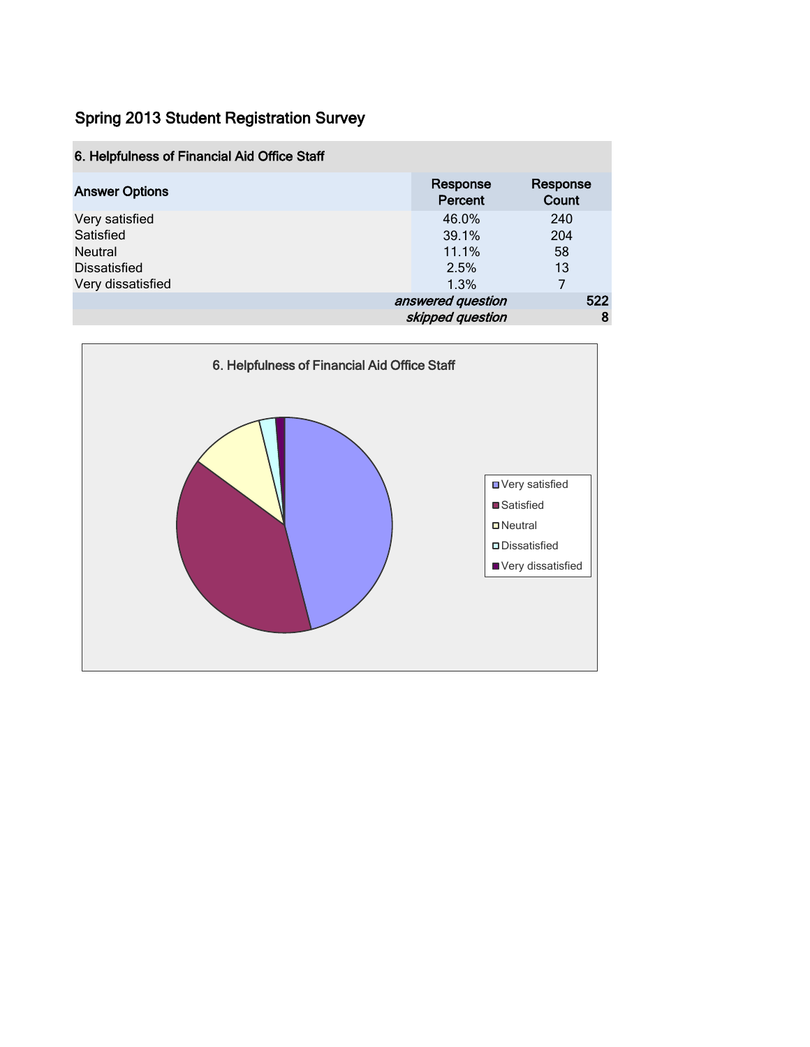# Spring 2013 Student Registration Survey

| 6. Helpfulness of Financial Aid Office Staff | | |
|---|---|---|
| **Answer Options** | **Response Percent** | **Response Count** |
| Very satisfied | 46.0% | 240 |
| Satisfied | 39.1% | 204 |
| Neutral | 11.1% | 58 |
| Dissatisfied | 2.5% | 13 |
| Very dissatisfied | 1.3% | 7 |
| | *answered question* | **522** |
| | *skipped question* | **8** |

6. Helpfulness of Financial Aid Office Staff

- Very satisfied
- Satisfied
- Neutral
- Dissatisfied
- Very dissatisfied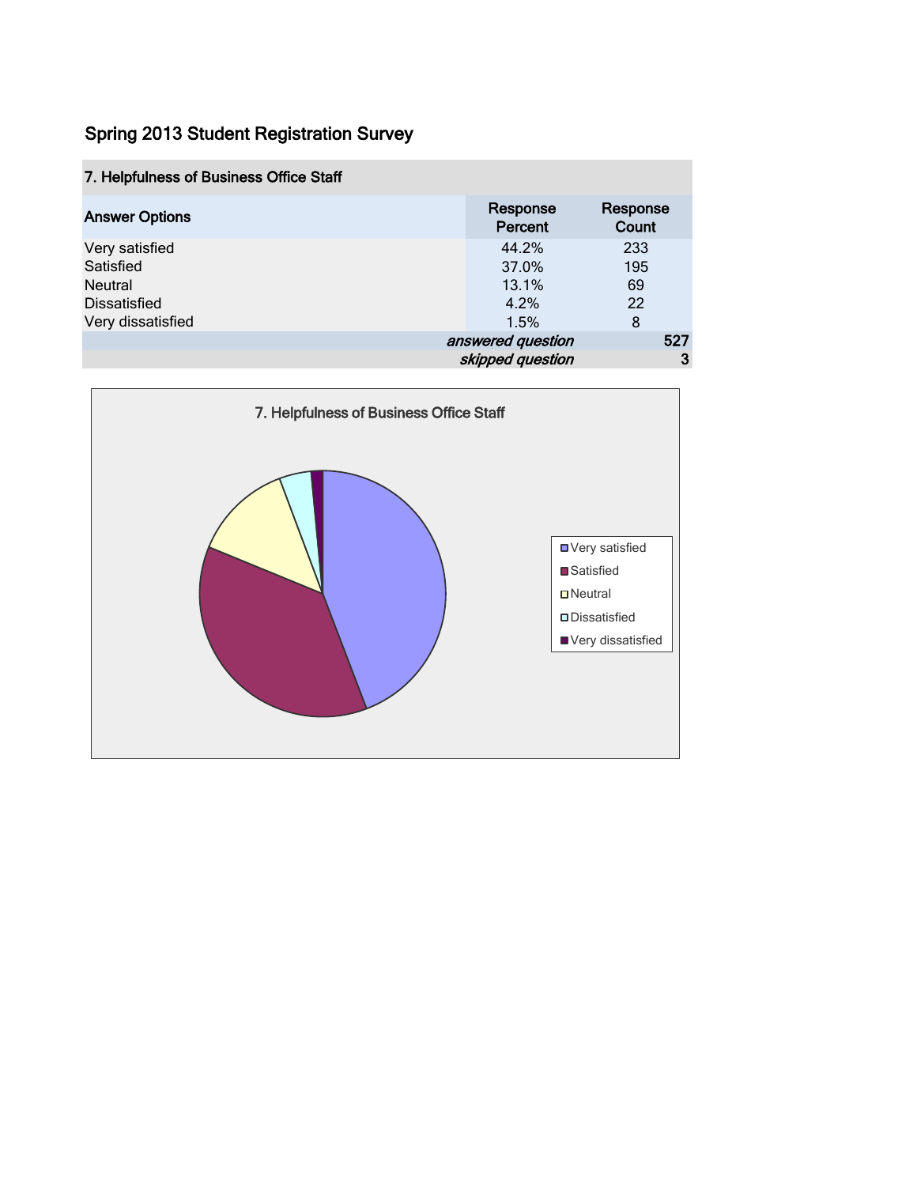## Spring 2013 Student Registration Survey

| 7. Helpfulness of Business Office Staff | | |
|---|---|---|
| Answer Options | Response Percent | Response Count |
| Very satisfied | 44.2% | 233 |
| Satisfied | 37.0% | 195 |
| Neutral | 13.1% | 69 |
| Dissatisfied | 4.2% | 22 |
| Very dissatisfied | 1.5% | 8 |
| | *answered question* | 527 |
| | *skipped question* | 3 |

7. Helpfulness of Business Office Staff

- Very satisfied
- Satisfied
- Neutral
- Dissatisfied
- Very dissatisfied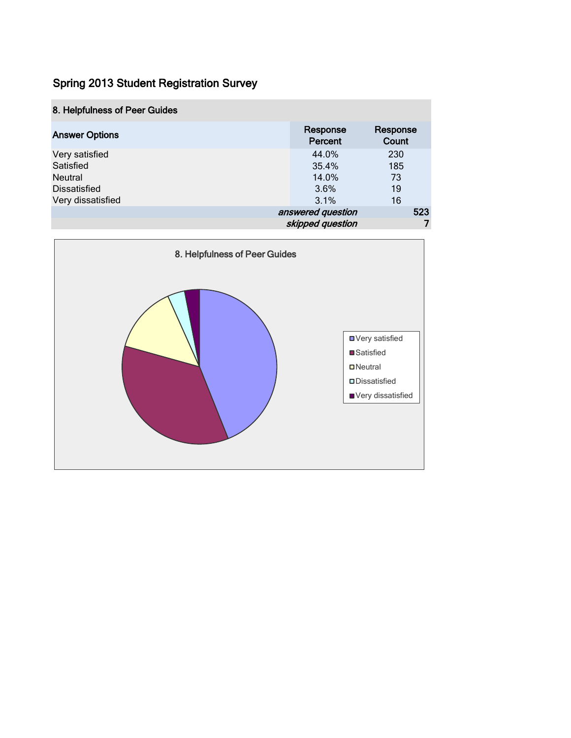## Spring 2013 Student Registration Survey

| 8. Helpfulness of Peer Guides | | |
|---|---|---|
| **Answer Options** | **Response Percent** | **Response Count** |
| Very satisfied | 44.0% | 230 |
| Satisfied | 35.4% | 185 |
| Neutral | 14.0% | 73 |
| Dissatisfied | 3.6% | 19 |
| Very dissatisfied | 3.1% | 16 |
| | ***answered question*** | **523** |
| | ***skipped question*** | **7** |

8. Helpfulness of Peer Guides

- Very satisfied
- Satisfied
- Neutral
- Dissatisfied
- Very dissatisfied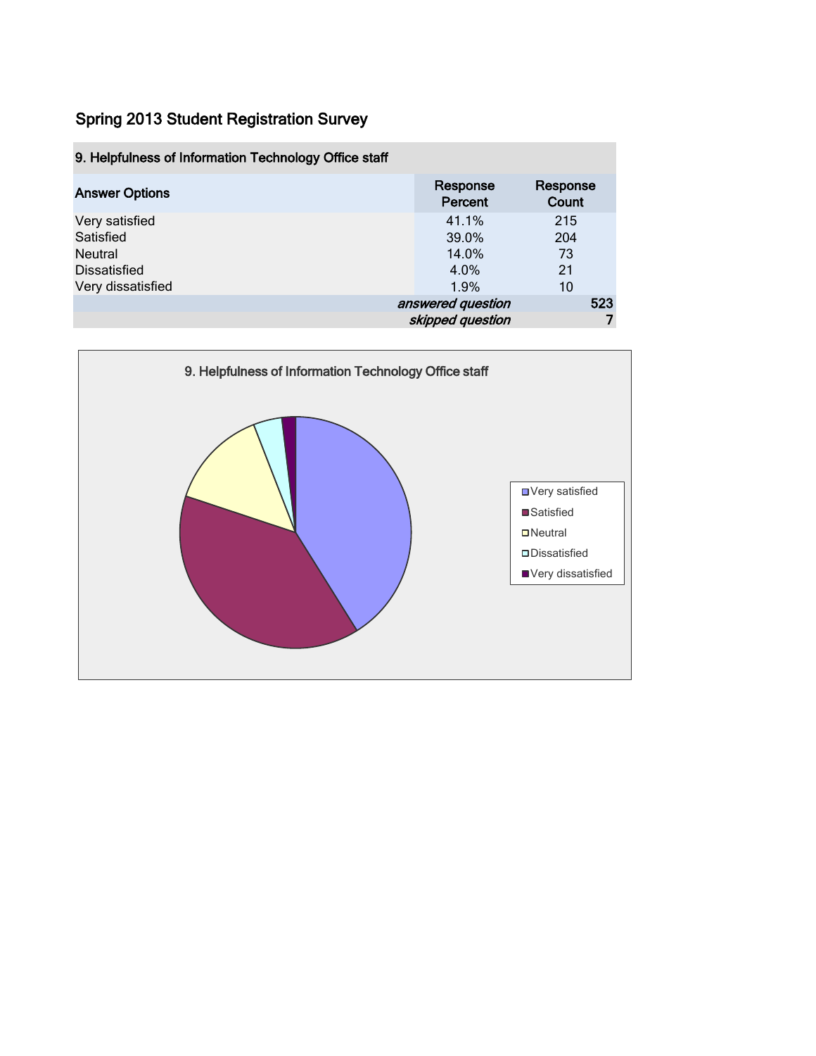# Spring 2013 Student Registration Survey

| 9. Helpfulness of Information Technology Office staff | | |
|---|---|---|
| Answer Options | Response Percent | Response Count |
| Very satisfied | 41.1% | 215 |
| Satisfied | 39.0% | 204 |
| Neutral | 14.0% | 73 |
| Dissatisfied | 4.0% | 21 |
| Very dissatisfied | 1.9% | 10 |
| | *answered question* | 523 |
| | *skipped question* | 7 |

9. Helpfulness of Information Technology Office staff

- Very satisfied
- Satisfied
- Neutral
- Dissatisfied
- Very dissatisfied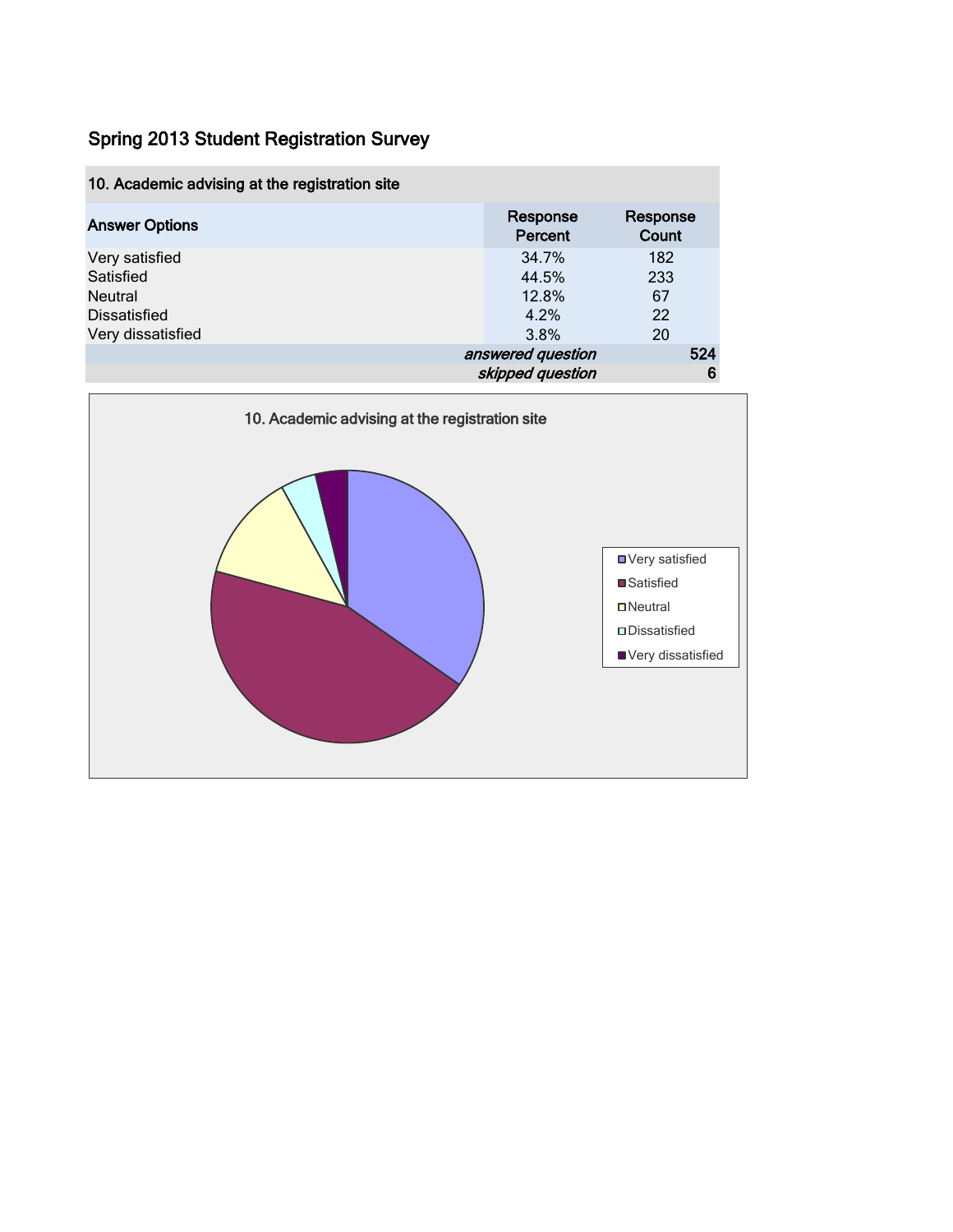## Spring 2013 Student Registration Survey

| 10. Academic advising at the registration site | | |
|---|---|---|
| **Answer Options** | **Response Percent** | **Response Count** |
| Very satisfied | 34.7% | 182 |
| Satisfied | 44.5% | 233 |
| Neutral | 12.8% | 67 |
| Dissatisfied | 4.2% | 22 |
| Very dissatisfied | 3.8% | 20 |
| | ***answered question*** | **524** |
| | ***skipped question*** | **6** |

10. Academic advising at the registration site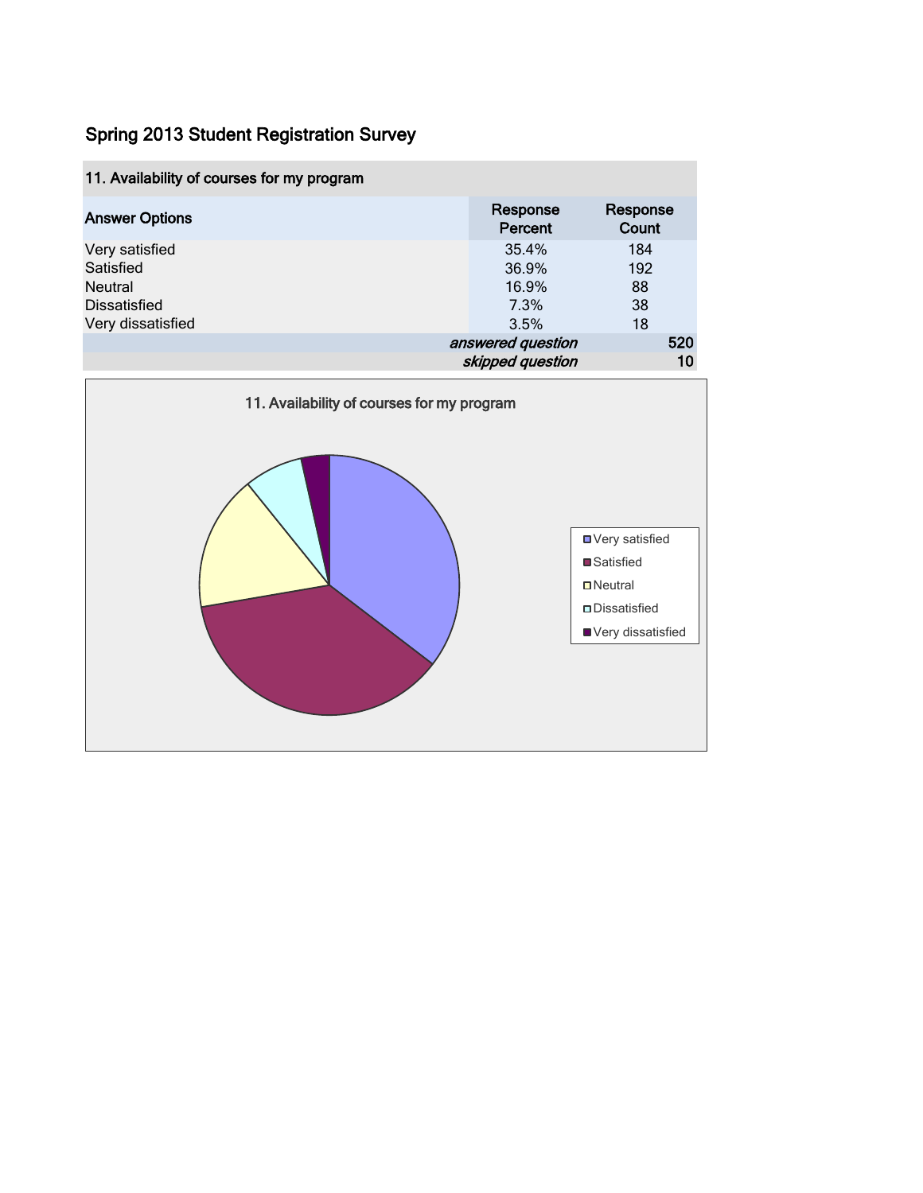# Spring 2013 Student Registration Survey

| 11. Availability of courses for my program | | |
|---|---|---|
| **Answer Options** | **Response Percent** | **Response Count** |
| Very satisfied | 35.4% | 184 |
| Satisfied | 36.9% | 192 |
| Neutral | 16.9% | 88 |
| Dissatisfied | 7.3% | 38 |
| Very dissatisfied | 3.5% | 18 |
| | *answered question* | 520 |
| | *skipped question* | 10 |

11. Availability of courses for my program

- Very satisfied
- Satisfied
- Neutral
- Dissatisfied
- Very dissatisfied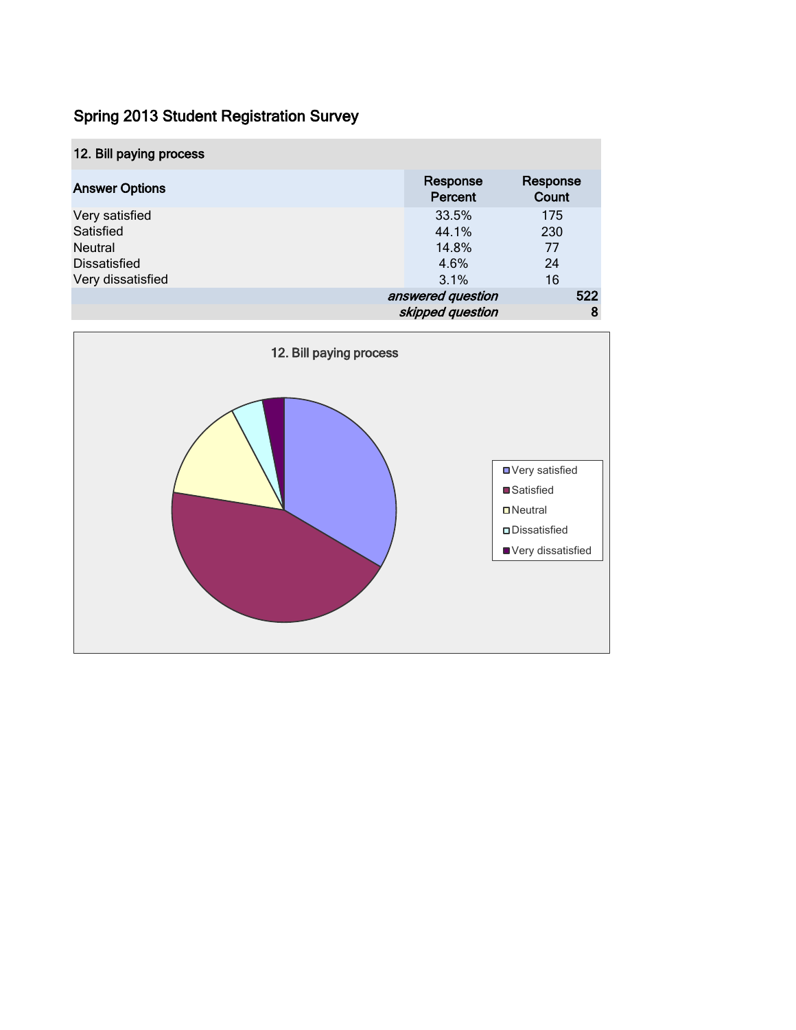## Spring 2013 Student Registration Survey

| 12. Bill paying process | | |
|---|---|---|
| **Answer Options** | **Response Percent** | **Response Count** |
| Very satisfied | 33.5% | 175 |
| Satisfied | 44.1% | 230 |
| Neutral | 14.8% | 77 |
| Dissatisfied | 4.6% | 24 |
| Very dissatisfied | 3.1% | 16 |
| | *answered question* | **522** |
| | *skipped question* | **8** |

**12. Bill paying process**

- Very satisfied
- Satisfied
- Neutral
- Dissatisfied
- Very dissatisfied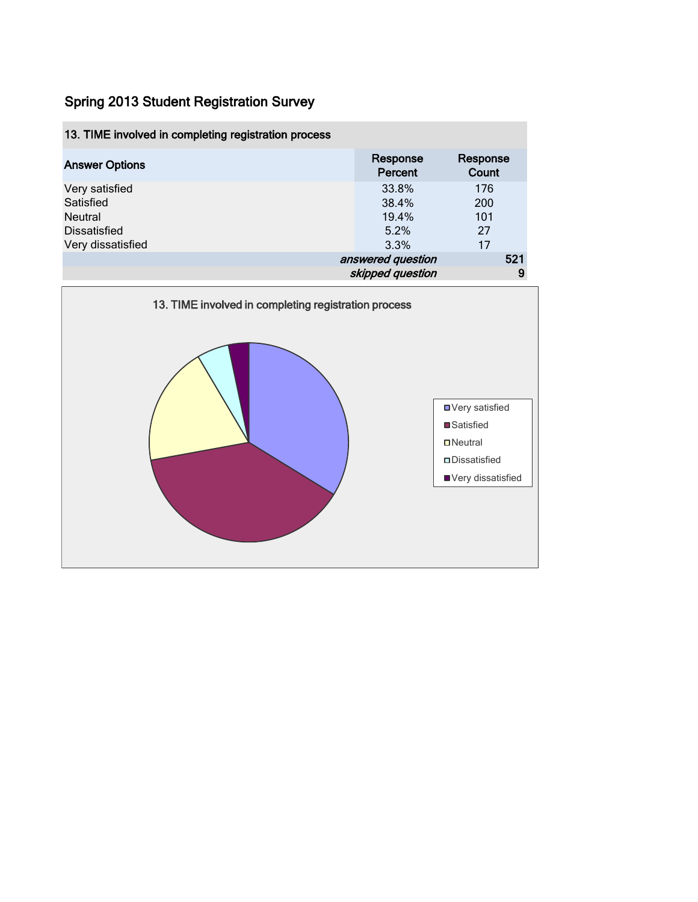## Spring 2013 Student Registration Survey

| 13. TIME involved in completing registration process | | |
|---|---|---|
| Answer Options | Response Percent | Response Count |
| Very satisfied | 33.8% | 176 |
| Satisfied | 38.4% | 200 |
| Neutral | 19.4% | 101 |
| Dissatisfied | 5.2% | 27 |
| Very dissatisfied | 3.3% | 17 |
| | *answered question* | 521 |
| | *skipped question* | 9 |

13. TIME involved in completing registration process

- Very satisfied
- Satisfied
- Neutral
- Dissatisfied
- Very dissatisfied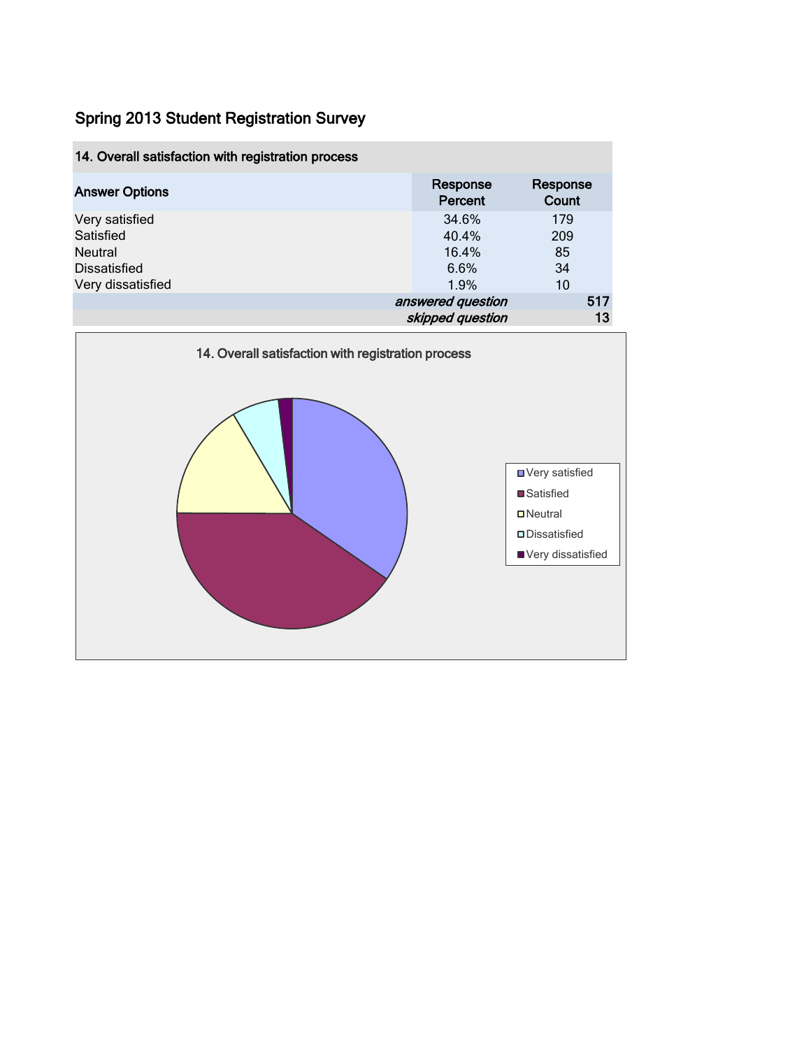## Spring 2013 Student Registration Survey

| 14. Overall satisfaction with registration process | | |
|---|---|---|
| **Answer Options** | **Response Percent** | **Response Count** |
| Very satisfied | 34.6% | 179 |
| Satisfied | 40.4% | 209 |
| Neutral | 16.4% | 85 |
| Dissatisfied | 6.6% | 34 |
| Very dissatisfied | 1.9% | 10 |
| | *answered question* | **517** |
| | *skipped question* | **13** |

14. Overall satisfaction with registration process

- Very satisfied
- Satisfied
- Neutral
- Dissatisfied
- Very dissatisfied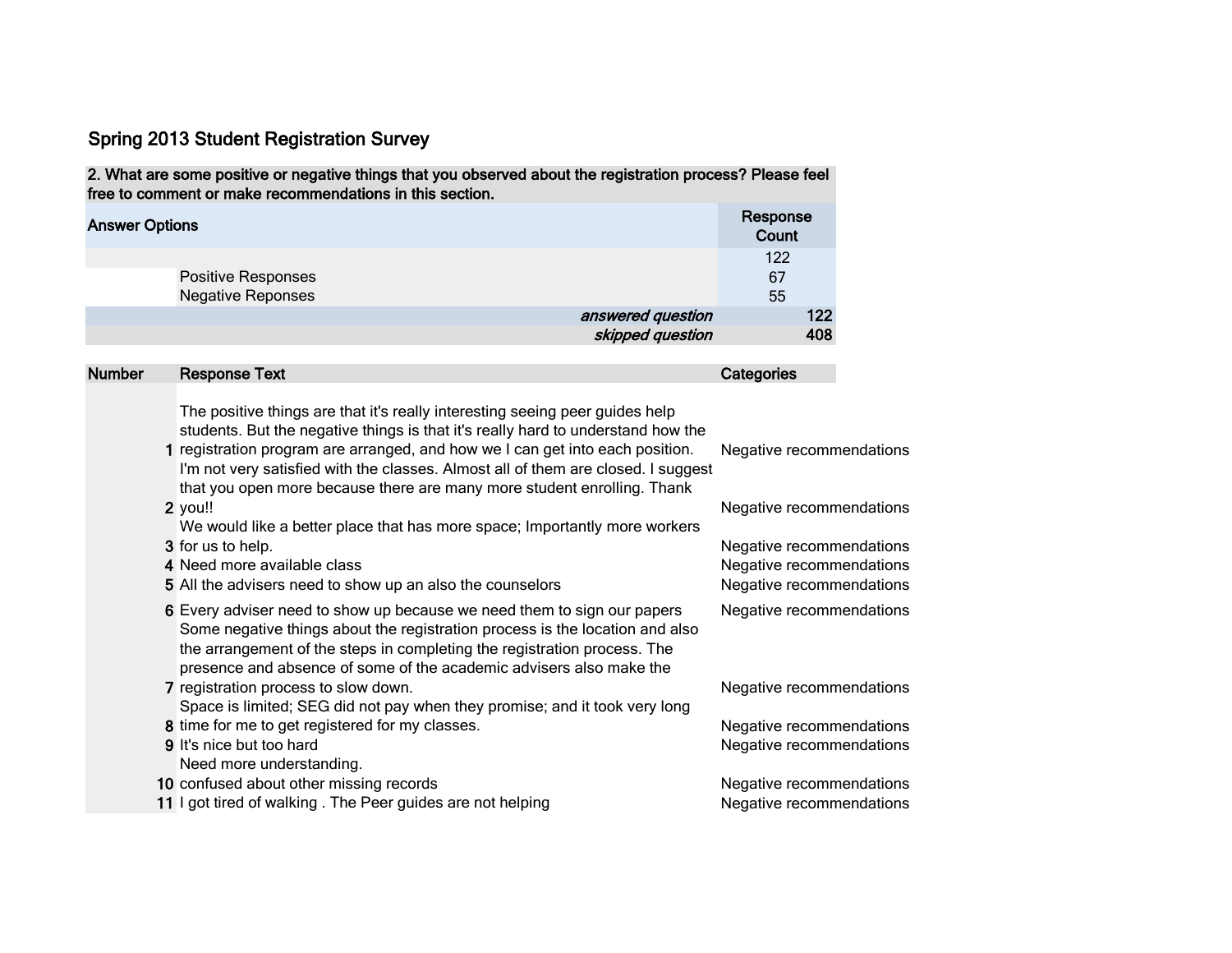# Spring 2013 Student Registration Survey

| 2. What are some positive or negative things that you observed about the registration process? Please feel free to comment or make recommendations in this section. | | |
|---|---|---|
| **Answer Options** | | **Response Count** |
| | | 122 |
| | Positive Responses | 67 |
| | Negative Reponses | 55 |
| | *answered question* | 122 |
| | *skipped question* | 408 |

| Number | Response Text | Categories |
|---|---|---|
| 1 | The positive things are that it's really interesting seeing peer guides help students. But the negative things is that it's really hard to understand how the registration program are arranged, and how we I can get into each position. | Negative recommendations |
| 2 | I'm not very satisfied with the classes. Almost all of them are closed. I suggest that you open more because there are many more student enrolling. Thank you!! | Negative recommendations |
| 3 | We would like a better place that has more space; Importantly more workers for us to help. | Negative recommendations |
| 4 | Need more available class | Negative recommendations |
| 5 | All the advisers need to show up an also the counselors | Negative recommendations |
| 6 | Every adviser need to show up because we need them to sign our papers | Negative recommendations |
| 7 | Some negative things about the registration process is the location and also the arrangement of the steps in completing the registration process. The presence and absence of some of the academic advisers also make the registration process to slow down. | Negative recommendations |
| 8 | Space is limited; SEG did not pay when they promise; and it took very long time for me to get registered for my classes. | Negative recommendations |
| 9 | It's nice but too hard | Negative recommendations |
| 10 | Need more understanding. confused about other missing records | Negative recommendations |
| 11 | I got tired of walking . The Peer guides are not helping | Negative recommendations |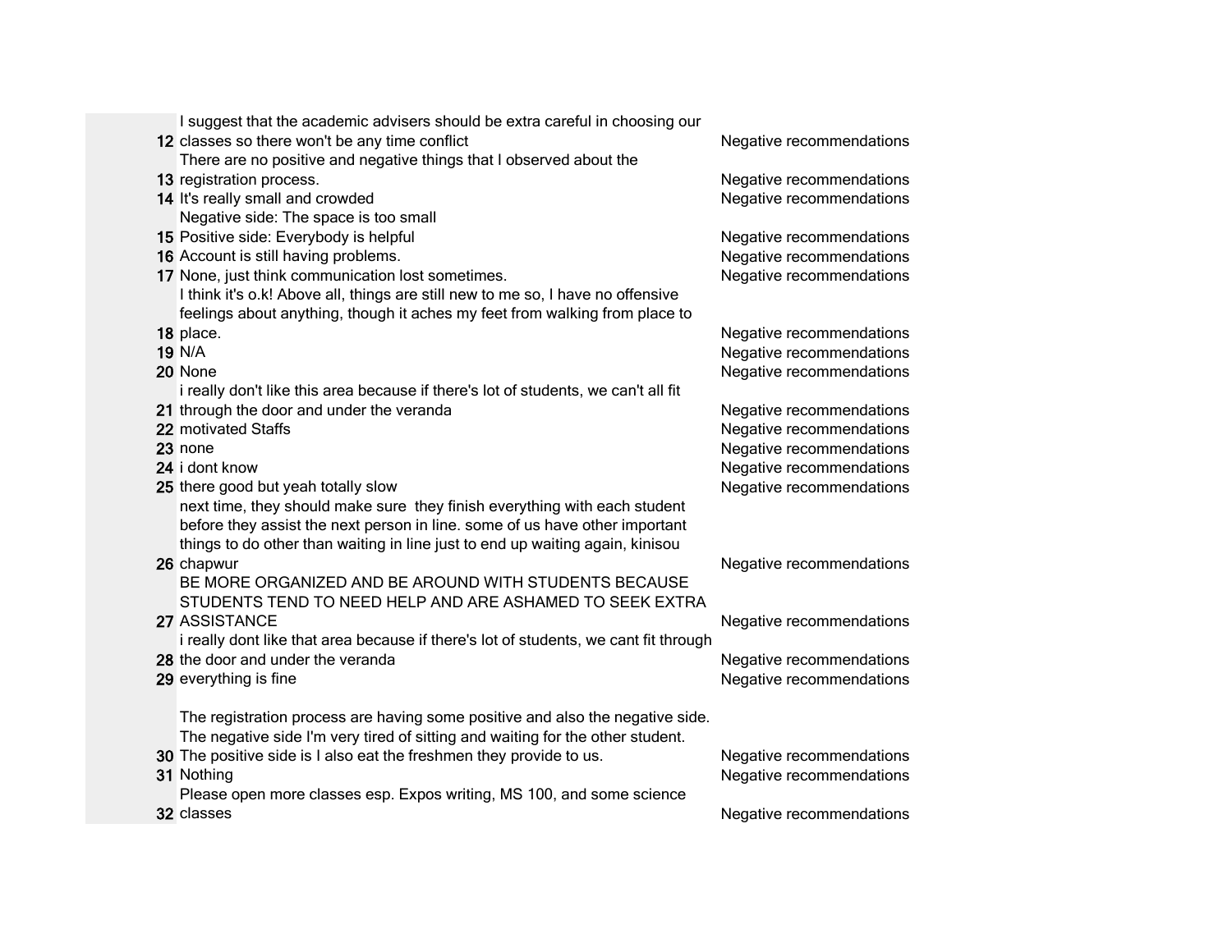| | | |
|---|---|---|
| 12 | I suggest that the academic advisers should be extra careful in choosing our classes so there won't be any time conflict | Negative recommendations |
| 13 | There are no positive and negative things that I observed about the registration process. | Negative recommendations |
| 14 | It's really small and crowded | Negative recommendations |
| 15 | Negative side: The space is too small Positive side: Everybody is helpful | Negative recommendations |
| 16 | Account is still having problems. | Negative recommendations |
| 17 | None, just think communication lost sometimes. | Negative recommendations |
| 18 | I think it's o.k! Above all, things are still new to me so, I have no offensive feelings about anything, though it aches my feet from walking from place to place. | Negative recommendations |
| 19 | N/A | Negative recommendations |
| 20 | None | Negative recommendations |
| 21 | i really don't like this area because if there's lot of students, we can't all fit through the door and under the veranda | Negative recommendations |
| 22 | motivated Staffs | Negative recommendations |
| 23 | none | Negative recommendations |
| 24 | i dont know | Negative recommendations |
| 25 | there good but yeah totally slow | Negative recommendations |
| 26 | next time, they should make sure they finish everything with each student before they assist the next person in line. some of us have other important things to do other than waiting in line just to end up waiting again, kinisou chapwur | Negative recommendations |
| 27 | BE MORE ORGANIZED AND BE AROUND WITH STUDENTS BECAUSE STUDENTS TEND TO NEED HELP AND ARE ASHAMED TO SEEK EXTRA ASSISTANCE | Negative recommendations |
| 28 | i really dont like that area because if there's lot of students, we cant fit through the door and under the veranda | Negative recommendations |
| 29 | everything is fine | Negative recommendations |
| 30 | The registration process are having some positive and also the negative side. The negative side I'm very tired of sitting and waiting for the other student. The positive side is I also eat the freshmen they provide to us. | Negative recommendations |
| 31 | Nothing | Negative recommendations |
| 32 | Please open more classes esp. Expos writing, MS 100, and some science classes | Negative recommendations |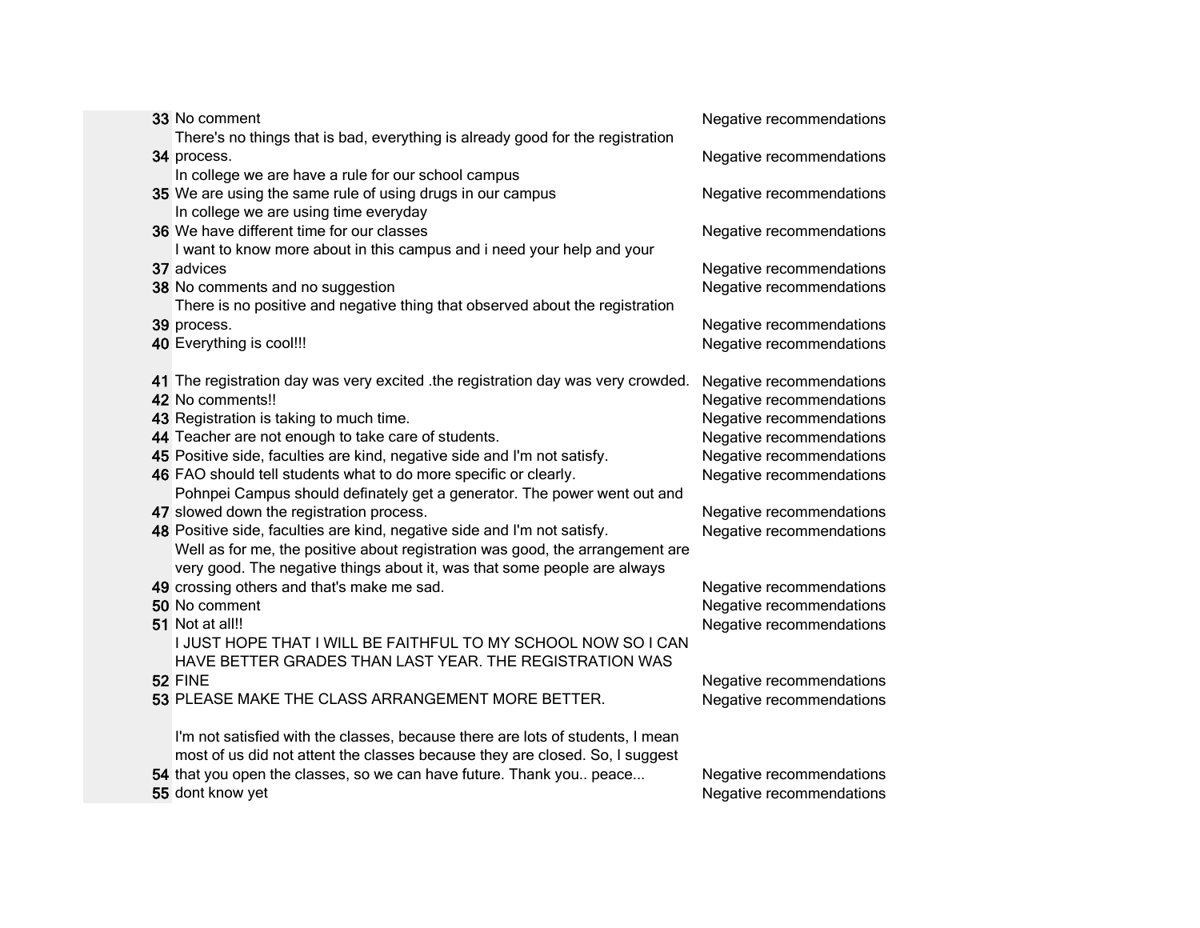| | | |
|---|---|---|
| 33 | No comment | Negative recommendations |
| 34 | There's no things that is bad, everything is already good for the registration process. | Negative recommendations |
| 35 | In college we are have a rule for our school campus We are using the same rule of using drugs in our campus | Negative recommendations |
| 36 | In college we are using time everyday We have different time for our classes | Negative recommendations |
| 37 | I want to know more about in this campus and i need your help and your advices | Negative recommendations |
| 38 | No comments and no suggestion | Negative recommendations |
| 39 | There is no positive and negative thing that observed about the registration process. | Negative recommendations |
| 40 | Everything is cool!!! | Negative recommendations |
| 41 | The registration day was very excited .the registration day was very crowded. | Negative recommendations |
| 42 | No comments!! | Negative recommendations |
| 43 | Registration is taking to much time. | Negative recommendations |
| 44 | Teacher are not enough to take care of students. | Negative recommendations |
| 45 | Positive side, faculties are kind, negative side and I'm not satisfy. | Negative recommendations |
| 46 | FAO should tell students what to do more specific or clearly. | Negative recommendations |
| 47 | Pohnpei Campus should definately get a generator. The power went out and slowed down the registration process. | Negative recommendations |
| 48 | Positive side, faculties are kind, negative side and I'm not satisfy. | Negative recommendations |
| 49 | Well as for me, the positive about registration was good, the arrangement are very good. The negative things about it, was that some people are always crossing others and that's make me sad. | Negative recommendations |
| 50 | No comment | Negative recommendations |
| 51 | Not at all!! | Negative recommendations |
| 52 | I JUST HOPE THAT I WILL BE FAITHFUL TO MY SCHOOL NOW SO I CAN HAVE BETTER GRADES THAN LAST YEAR. THE REGISTRATION WAS FINE | Negative recommendations |
| 53 | PLEASE MAKE THE CLASS ARRANGEMENT MORE BETTER. | Negative recommendations |
| 54 | I'm not satisfied with the classes, because there are lots of students, I mean most of us did not attent the classes because they are closed. So, I suggest that you open the classes, so we can have future. Thank you.. peace... | Negative recommendations |
| 55 | dont know yet | Negative recommendations |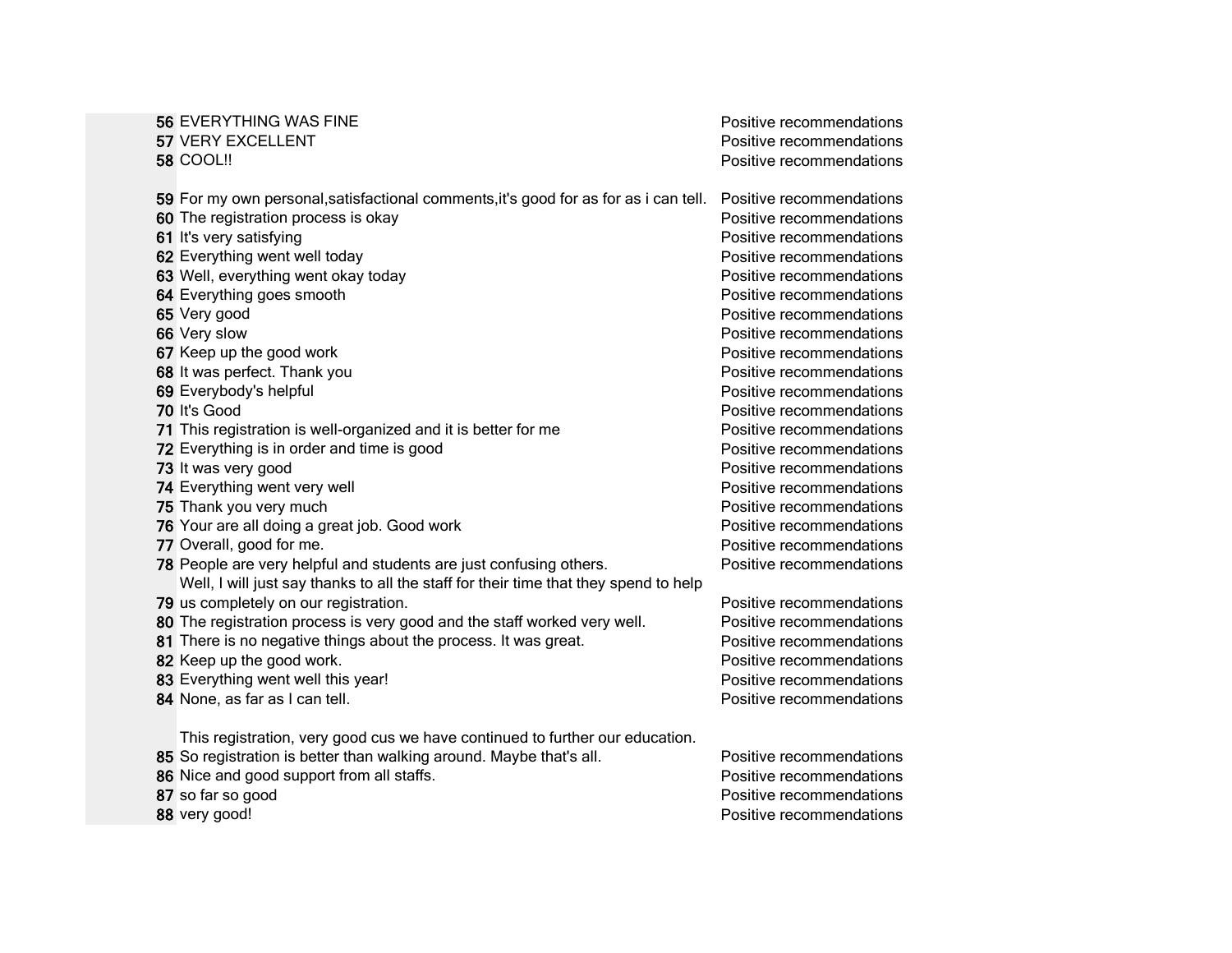| | | |
|---|---|---|
| 56 | EVERYTHING WAS FINE | Positive recommendations |
| 57 | VERY EXCELLENT | Positive recommendations |
| 58 | COOL!! | Positive recommendations |
| 59 | For my own personal,satisfactional comments,it's good for as for as i can tell. | Positive recommendations |
| 60 | The registration process is okay | Positive recommendations |
| 61 | It's very satisfying | Positive recommendations |
| 62 | Everything went well today | Positive recommendations |
| 63 | Well, everything went okay today | Positive recommendations |
| 64 | Everything goes smooth | Positive recommendations |
| 65 | Very good | Positive recommendations |
| 66 | Very slow | Positive recommendations |
| 67 | Keep up the good work | Positive recommendations |
| 68 | It was perfect. Thank you | Positive recommendations |
| 69 | Everybody's helpful | Positive recommendations |
| 70 | It's Good | Positive recommendations |
| 71 | This registration is well-organized and it is better for me | Positive recommendations |
| 72 | Everything is in order and time is good | Positive recommendations |
| 73 | It was very good | Positive recommendations |
| 74 | Everything went very well | Positive recommendations |
| 75 | Thank you very much | Positive recommendations |
| 76 | Your are all doing a great job. Good work | Positive recommendations |
| 77 | Overall, good for me. | Positive recommendations |
| 78 | People are very helpful and students are just confusing others. | Positive recommendations |
| 79 | Well, I will just say thanks to all the staff for their time that they spend to help us completely on our registration. | Positive recommendations |
| 80 | The registration process is very good and the staff worked very well. | Positive recommendations |
| 81 | There is no negative things about the process. It was great. | Positive recommendations |
| 82 | Keep up the good work. | Positive recommendations |
| 83 | Everything went well this year! | Positive recommendations |
| 84 | None, as far as I can tell. | Positive recommendations |
| 85 | This registration, very good cus we have continued to further our education. So registration is better than walking around. Maybe that's all. | Positive recommendations |
| 86 | Nice and good support from all staffs. | Positive recommendations |
| 87 | so far so good | Positive recommendations |
| 88 | very good! | Positive recommendations |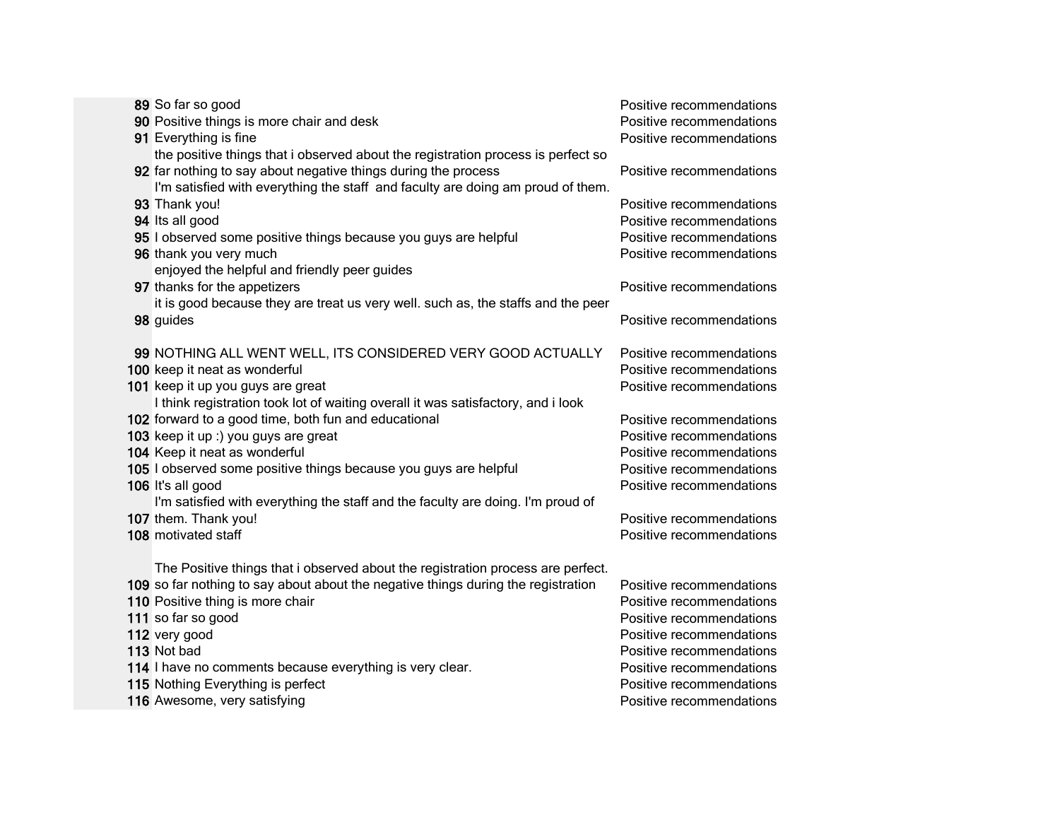| | | |
|---|---|---|
| 89 | So far so good | Positive recommendations |
| 90 | Positive things is more chair and desk | Positive recommendations |
| 91 | Everything is fine | Positive recommendations |
| 92 | the positive things that i observed about the registration process is perfect so far nothing to say about negative things during the process | Positive recommendations |
| 93 | I'm satisfied with everything the staff and faculty are doing am proud of them. Thank you! | Positive recommendations |
| 94 | Its all good | Positive recommendations |
| 95 | I observed some positive things because you guys are helpful | Positive recommendations |
| 96 | thank you very much | Positive recommendations |
| 97 | enjoyed the helpful and friendly peer guides thanks for the appetizers | Positive recommendations |
| 98 | it is good because they are treat us very well. such as, the staffs and the peer guides | Positive recommendations |
| 99 | NOTHING ALL WENT WELL, ITS CONSIDERED VERY GOOD ACTUALLY | Positive recommendations |
| 100 | keep it neat as wonderful | Positive recommendations |
| 101 | keep it up you guys are great | Positive recommendations |
| 102 | I think registration took lot of waiting overall it was satisfactory, and i look forward to a good time, both fun and educational | Positive recommendations |
| 103 | keep it up :) you guys are great | Positive recommendations |
| 104 | Keep it neat as wonderful | Positive recommendations |
| 105 | I observed some positive things because you guys are helpful | Positive recommendations |
| 106 | It's all good | Positive recommendations |
| 107 | I'm satisfied with everything the staff and the faculty are doing. I'm proud of them. Thank you! | Positive recommendations |
| 108 | motivated staff | Positive recommendations |
| 109 | The Positive things that i observed about the registration process are perfect. so far nothing to say about about the negative things during the registration | Positive recommendations |
| 110 | Positive thing is more chair | Positive recommendations |
| 111 | so far so good | Positive recommendations |
| 112 | very good | Positive recommendations |
| 113 | Not bad | Positive recommendations |
| 114 | I have no comments because everything is very clear. | Positive recommendations |
| 115 | Nothing Everything is perfect | Positive recommendations |
| 116 | Awesome, very satisfying | Positive recommendations |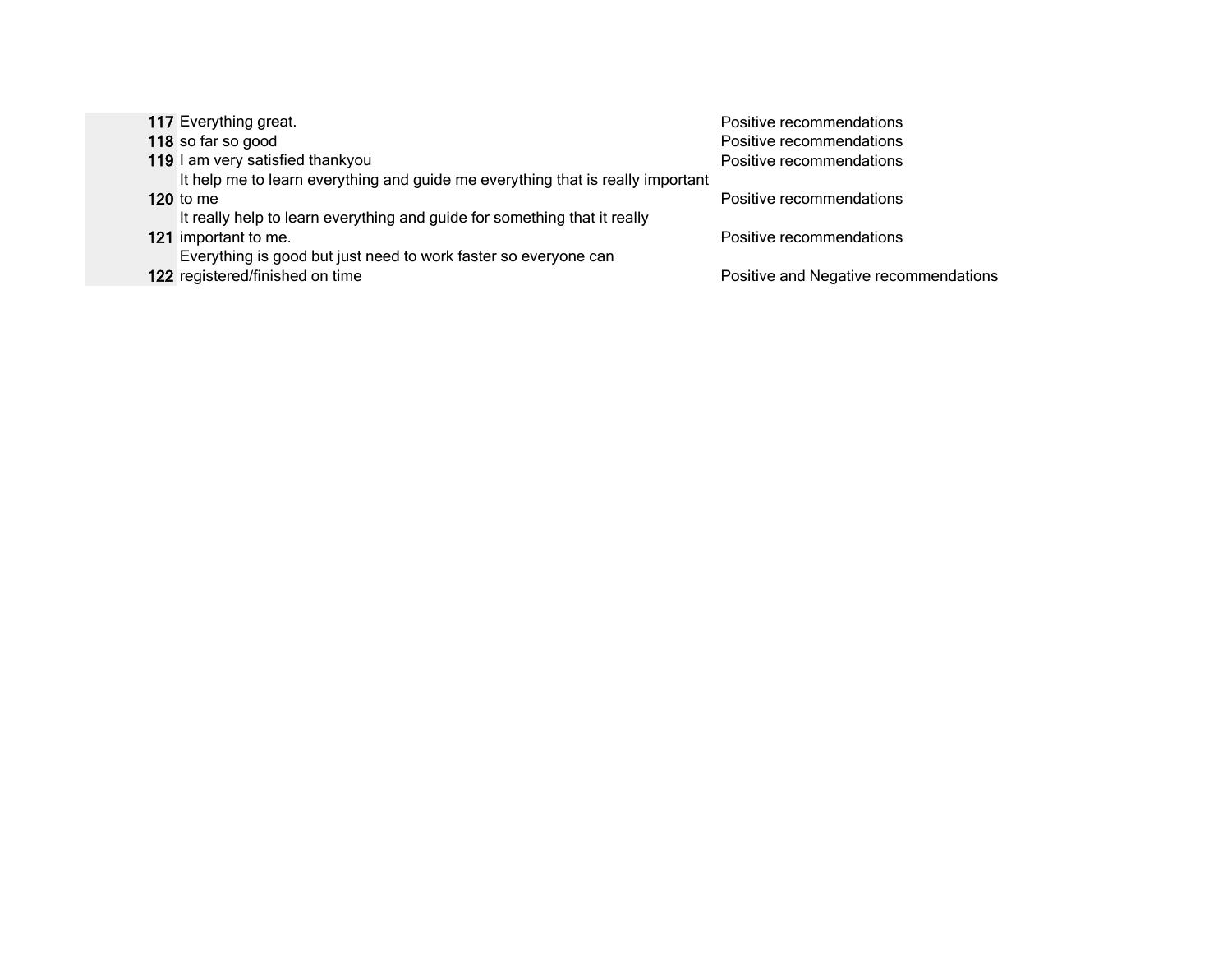| | | |
|---|---|---|
| 117 | Everything great. | Positive recommendations |
| 118 | so far so good | Positive recommendations |
| 119 | I am very satisfied thankyou | Positive recommendations |
| 120 | It help me to learn everything and guide me everything that is really important to me | Positive recommendations |
| 121 | It really help to learn everything and guide for something that it really important to me. | Positive recommendations |
| 122 | Everything is good but just need to work faster so everyone can registered/finished on time | Positive and Negative recommendations |